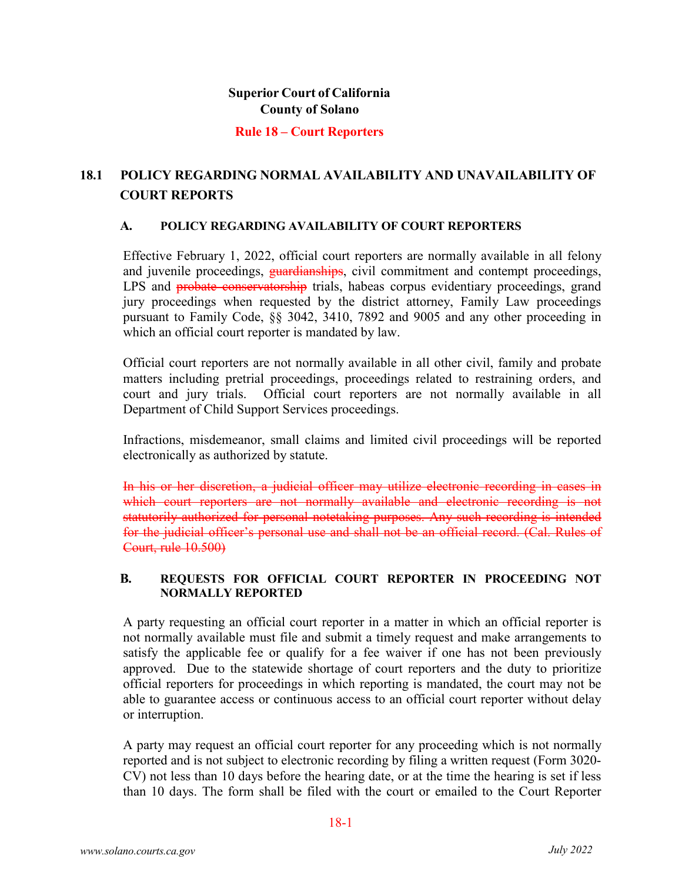**Superior Court of California**
**County of Solano**

**Rule 18 – Court Reporters**

## 18.1 POLICY REGARDING NORMAL AVAILABILITY AND UNAVAILABILITY OF COURT REPORTS

### A. POLICY REGARDING AVAILABILITY OF COURT REPORTERS

Effective February 1, 2022, official court reporters are normally available in all felony and juvenile proceedings, ~~guardianships~~, civil commitment and contempt proceedings, LPS and ~~probate conservatorship~~ trials, habeas corpus evidentiary proceedings, grand jury proceedings when requested by the district attorney, Family Law proceedings pursuant to Family Code, §§ 3042, 3410, 7892 and 9005 and any other proceeding in which an official court reporter is mandated by law.

Official court reporters are not normally available in all other civil, family and probate matters including pretrial proceedings, proceedings related to restraining orders, and court and jury trials. Official court reporters are not normally available in all Department of Child Support Services proceedings.

Infractions, misdemeanor, small claims and limited civil proceedings will be reported electronically as authorized by statute.

~~In his or her discretion, a judicial officer may utilize electronic recording in cases in which court reporters are not normally available and electronic recording is not statutorily authorized for personal notetaking purposes. Any such recording is intended for the judicial officer's personal use and shall not be an official record. (Cal. Rules of Court, rule 10.500)~~

### B. REQUESTS FOR OFFICIAL COURT REPORTER IN PROCEEDING NOT NORMALLY REPORTED

A party requesting an official court reporter in a matter in which an official reporter is not normally available must file and submit a timely request and make arrangements to satisfy the applicable fee or qualify for a fee waiver if one has not been previously approved. Due to the statewide shortage of court reporters and the duty to prioritize official reporters for proceedings in which reporting is mandated, the court may not be able to guarantee access or continuous access to an official court reporter without delay or interruption.

A party may request an official court reporter for any proceeding which is not normally reported and is not subject to electronic recording by filing a written request (Form 3020-CV) not less than 10 days before the hearing date, or at the time the hearing is set if less than 10 days. The form shall be filed with the court or emailed to the Court Reporter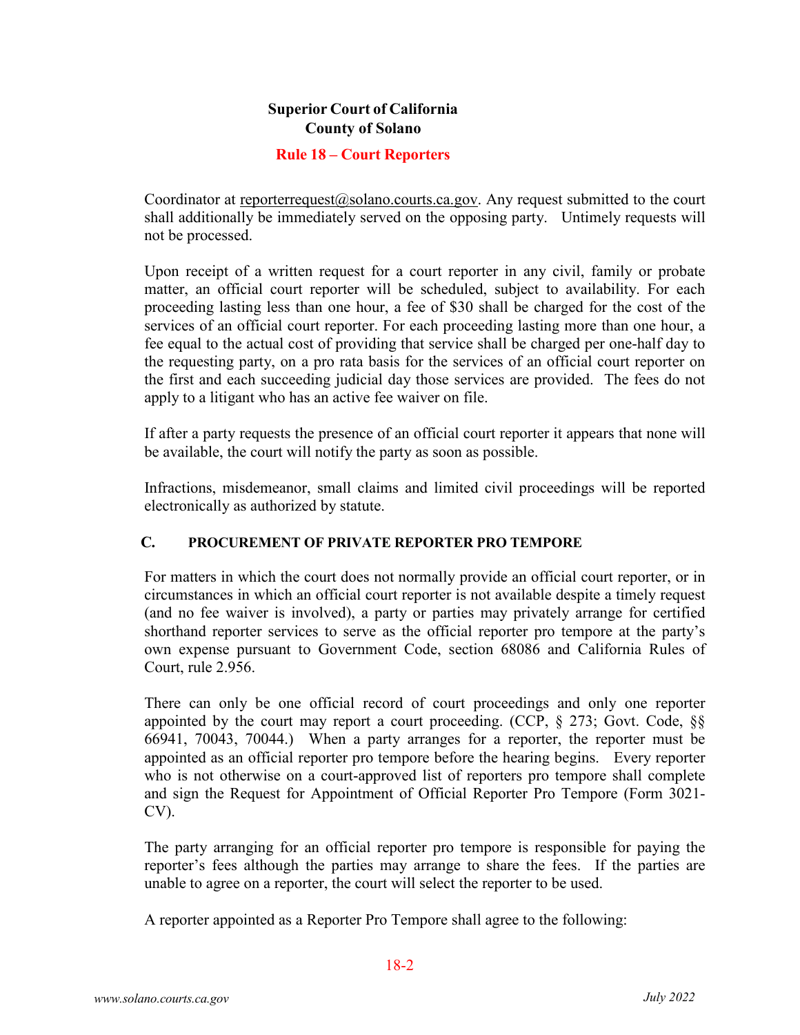Coordinator at reporterrequest@solano.courts.ca.gov. Any request submitted to the court shall additionally be immediately served on the opposing party. Untimely requests will not be processed.

Upon receipt of a written request for a court reporter in any civil, family or probate matter, an official court reporter will be scheduled, subject to availability. For each proceeding lasting less than one hour, a fee of $30 shall be charged for the cost of the services of an official court reporter. For each proceeding lasting more than one hour, a fee equal to the actual cost of providing that service shall be charged per one-half day to the requesting party, on a pro rata basis for the services of an official court reporter on the first and each succeeding judicial day those services are provided. The fees do not apply to a litigant who has an active fee waiver on file.

If after a party requests the presence of an official court reporter it appears that none will be available, the court will notify the party as soon as possible.

Infractions, misdemeanor, small claims and limited civil proceedings will be reported electronically as authorized by statute.

### C. PROCUREMENT OF PRIVATE REPORTER PRO TEMPORE

For matters in which the court does not normally provide an official court reporter, or in circumstances in which an official court reporter is not available despite a timely request (and no fee waiver is involved), a party or parties may privately arrange for certified shorthand reporter services to serve as the official reporter pro tempore at the party's own expense pursuant to Government Code, section 68086 and California Rules of Court, rule 2.956.

There can only be one official record of court proceedings and only one reporter appointed by the court may report a court proceeding. (CCP, § 273; Govt. Code, §§ 66941, 70043, 70044.) When a party arranges for a reporter, the reporter must be appointed as an official reporter pro tempore before the hearing begins. Every reporter who is not otherwise on a court-approved list of reporters pro tempore shall complete and sign the Request for Appointment of Official Reporter Pro Tempore (Form 3021-CV).

The party arranging for an official reporter pro tempore is responsible for paying the reporter's fees although the parties may arrange to share the fees. If the parties are unable to agree on a reporter, the court will select the reporter to be used.

A reporter appointed as a Reporter Pro Tempore shall agree to the following: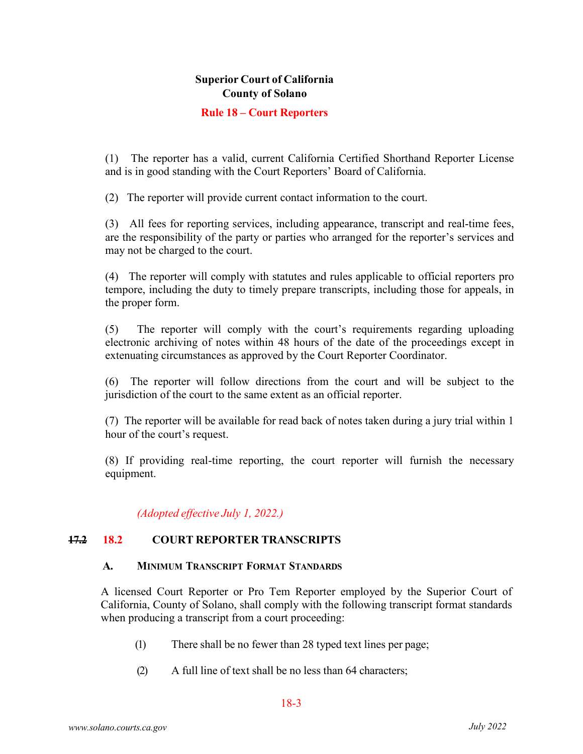# Superior Court of California
# County of Solano

## Rule 18 – Court Reporters

(1) The reporter has a valid, current California Certified Shorthand Reporter License and is in good standing with the Court Reporters' Board of California.

(2) The reporter will provide current contact information to the court.

(3) All fees for reporting services, including appearance, transcript and real-time fees, are the responsibility of the party or parties who arranged for the reporter's services and may not be charged to the court.

(4) The reporter will comply with statutes and rules applicable to official reporters pro tempore, including the duty to timely prepare transcripts, including those for appeals, in the proper form.

(5) The reporter will comply with the court's requirements regarding uploading electronic archiving of notes within 48 hours of the date of the proceedings except in extenuating circumstances as approved by the Court Reporter Coordinator.

(6) The reporter will follow directions from the court and will be subject to the jurisdiction of the court to the same extent as an official reporter.

(7) The reporter will be available for read back of notes taken during a jury trial within 1 hour of the court's request.

(8) If providing real-time reporting, the court reporter will furnish the necessary equipment.

*(Adopted effective July 1, 2022.)*

### ~~17.2~~ 18.2 COURT REPORTER TRANSCRIPTS

**A. MINIMUM TRANSCRIPT FORMAT STANDARDS**

A licensed Court Reporter or Pro Tem Reporter employed by the Superior Court of California, County of Solano, shall comply with the following transcript format standards when producing a transcript from a court proceeding:

(1) There shall be no fewer than 28 typed text lines per page;

(2) A full line of text shall be no less than 64 characters;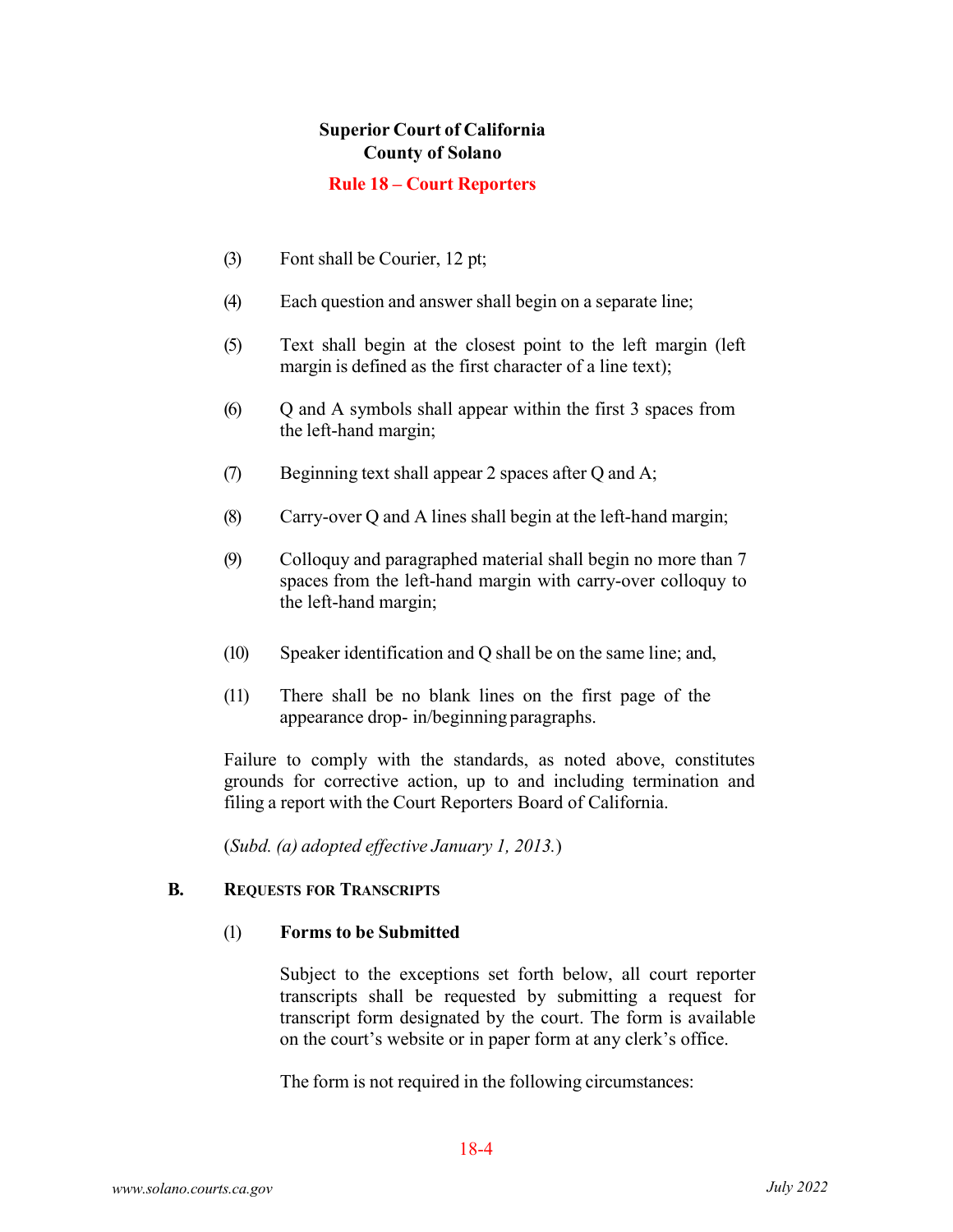(3) Font shall be Courier, 12 pt;

(4) Each question and answer shall begin on a separate line;

(5) Text shall begin at the closest point to the left margin (left margin is defined as the first character of a line text);

(6) Q and A symbols shall appear within the first 3 spaces from the left-hand margin;

(7) Beginning text shall appear 2 spaces after Q and A;

(8) Carry-over Q and A lines shall begin at the left-hand margin;

(9) Colloquy and paragraphed material shall begin no more than 7 spaces from the left-hand margin with carry-over colloquy to the left-hand margin;

(10) Speaker identification and Q shall be on the same line; and,

(11) There shall be no blank lines on the first page of the appearance drop- in/beginning paragraphs.

Failure to comply with the standards, as noted above, constitutes grounds for corrective action, up to and including termination and filing a report with the Court Reporters Board of California.

(*Subd. (a) adopted effective January 1, 2013.*)

## B. REQUESTS FOR TRANSCRIPTS

### (1) Forms to be Submitted

Subject to the exceptions set forth below, all court reporter transcripts shall be requested by submitting a request for transcript form designated by the court. The form is available on the court's website or in paper form at any clerk's office.

The form is not required in the following circumstances: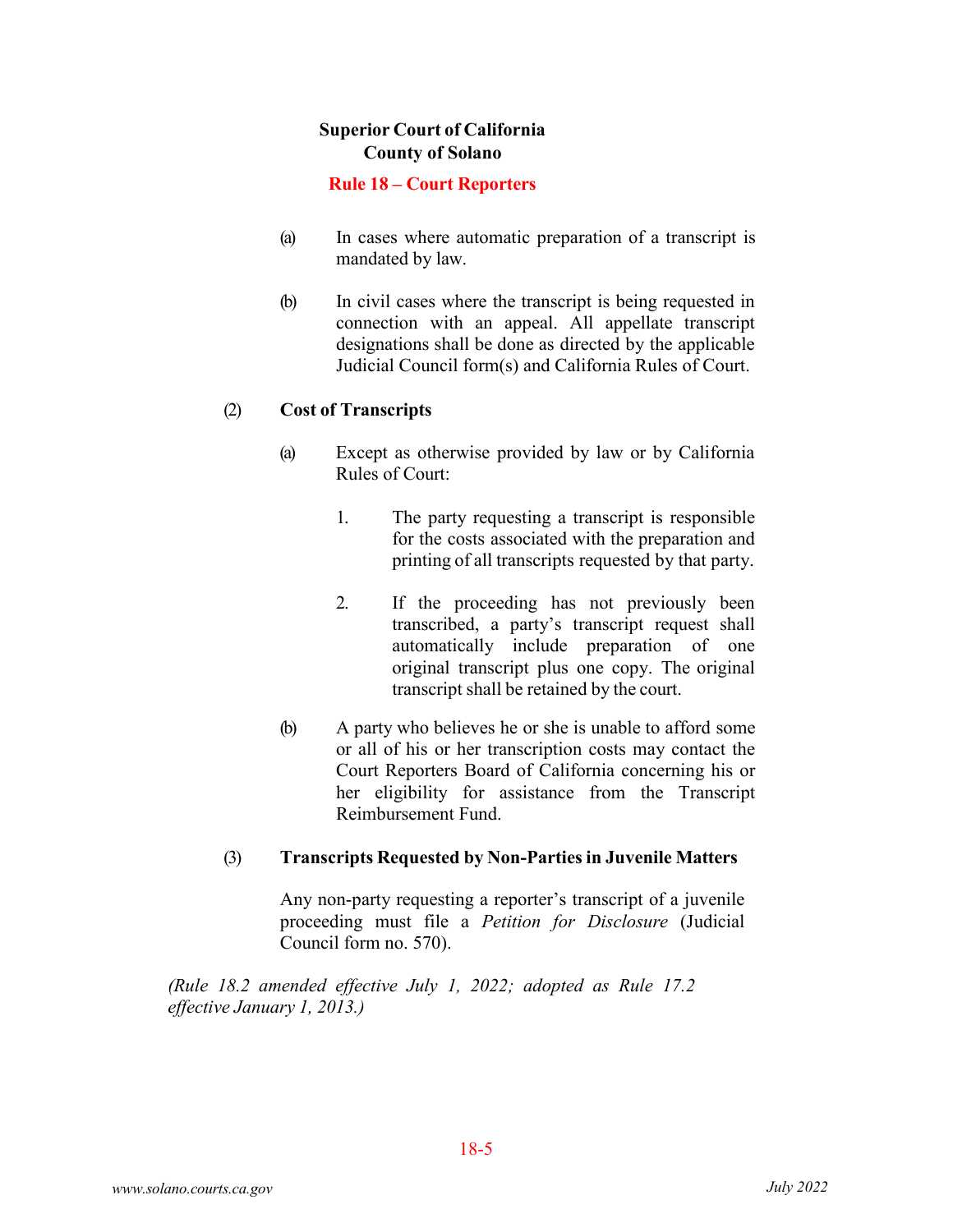(a) In cases where automatic preparation of a transcript is mandated by law.

(b) In civil cases where the transcript is being requested in connection with an appeal. All appellate transcript designations shall be done as directed by the applicable Judicial Council form(s) and California Rules of Court.

(2) **Cost of Transcripts**

(a) Except as otherwise provided by law or by California Rules of Court:

1. The party requesting a transcript is responsible for the costs associated with the preparation and printing of all transcripts requested by that party.

2. If the proceeding has not previously been transcribed, a party's transcript request shall automatically include preparation of one original transcript plus one copy. The original transcript shall be retained by the court.

(b) A party who believes he or she is unable to afford some or all of his or her transcription costs may contact the Court Reporters Board of California concerning his or her eligibility for assistance from the Transcript Reimbursement Fund.

(3) **Transcripts Requested by Non-Parties in Juvenile Matters**

Any non-party requesting a reporter's transcript of a juvenile proceeding must file a *Petition for Disclosure* (Judicial Council form no. 570).

*(Rule 18.2 amended effective July 1, 2022; adopted as Rule 17.2 effective January 1, 2013.)*